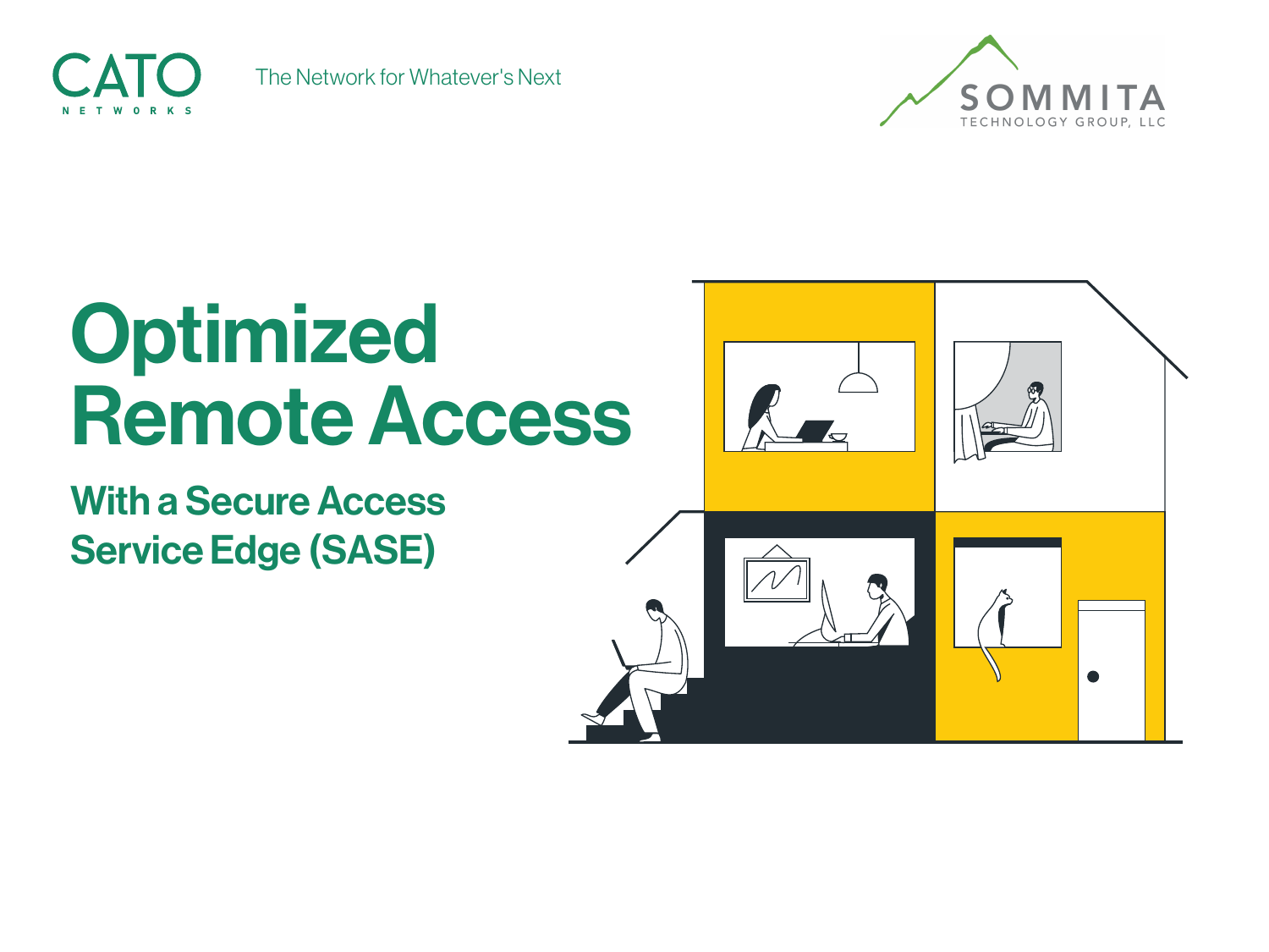CATO NETWORKS

The Network for Whatever's Next

SOMMITA TECHNOLOGY GROUP, LLC

# Optimized Remote Access

## With a Secure Access Service Edge (SASE)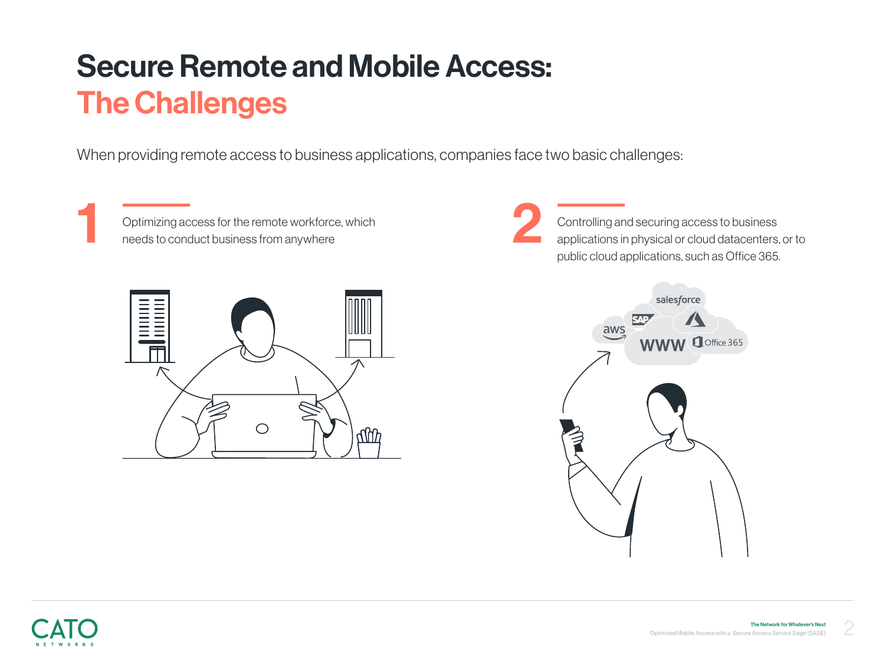# Secure Remote and Mobile Access: The Challenges

When providing remote access to business applications, companies face two basic challenges:

1. Optimizing access for the remote workforce, which needs to conduct business from anywhere

2. Controlling and securing access to business applications in physical or cloud datacenters, or to public cloud applications, such as Office 365.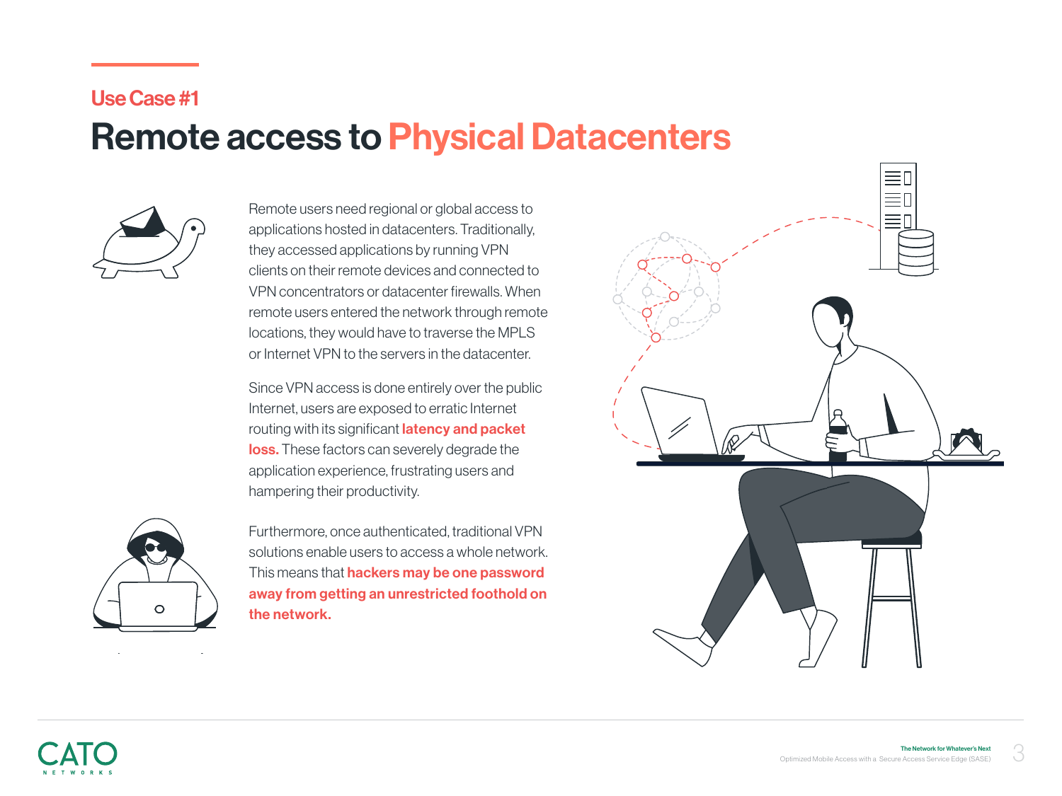## Use Case #1

# Remote access to Physical Datacenters

Remote users need regional or global access to applications hosted in datacenters. Traditionally, they accessed applications by running VPN clients on their remote devices and connected to VPN concentrators or datacenter firewalls. When remote users entered the network through remote locations, they would have to traverse the MPLS or Internet VPN to the servers in the datacenter.

Since VPN access is done entirely over the public Internet, users are exposed to erratic Internet routing with its significant **latency and packet loss.** These factors can severely degrade the application experience, frustrating users and hampering their productivity.

Furthermore, once authenticated, traditional VPN solutions enable users to access a whole network. This means that **hackers may be one password away from getting an unrestricted foothold on the network.**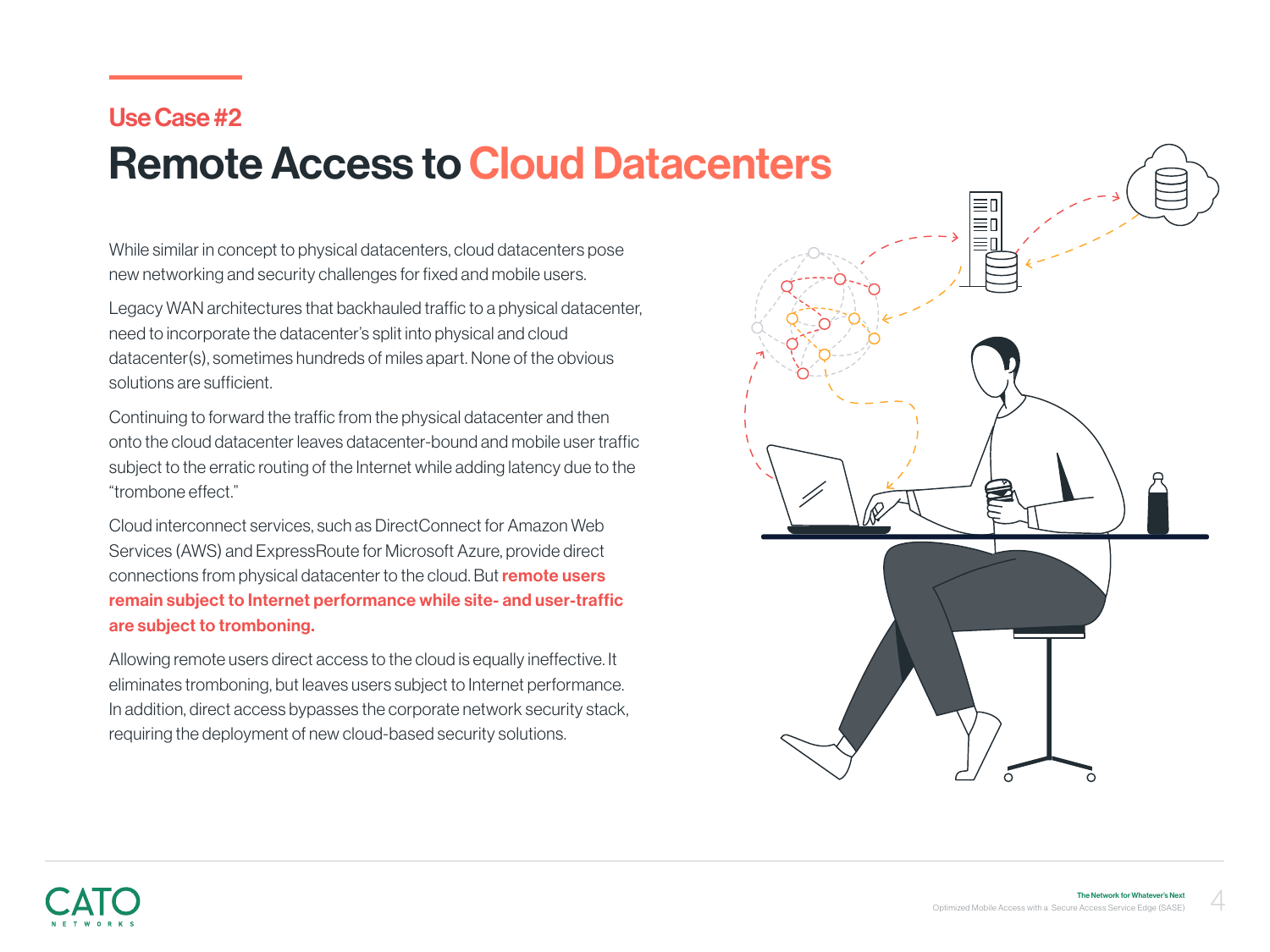## Use Case #2

# Remote Access to Cloud Datacenters

While similar in concept to physical datacenters, cloud datacenters pose new networking and security challenges for fixed and mobile users.

Legacy WAN architectures that backhauled traffic to a physical datacenter, need to incorporate the datacenter's split into physical and cloud datacenter(s), sometimes hundreds of miles apart. None of the obvious solutions are sufficient.

Continuing to forward the traffic from the physical datacenter and then onto the cloud datacenter leaves datacenter-bound and mobile user traffic subject to the erratic routing of the Internet while adding latency due to the "trombone effect."

Cloud interconnect services, such as DirectConnect for Amazon Web Services (AWS) and ExpressRoute for Microsoft Azure, provide direct connections from physical datacenter to the cloud. But **remote users remain subject to Internet performance while site- and user-traffic are subject to tromboning.**

Allowing remote users direct access to the cloud is equally ineffective. It eliminates tromboning, but leaves users subject to Internet performance. In addition, direct access bypasses the corporate network security stack, requiring the deployment of new cloud-based security solutions.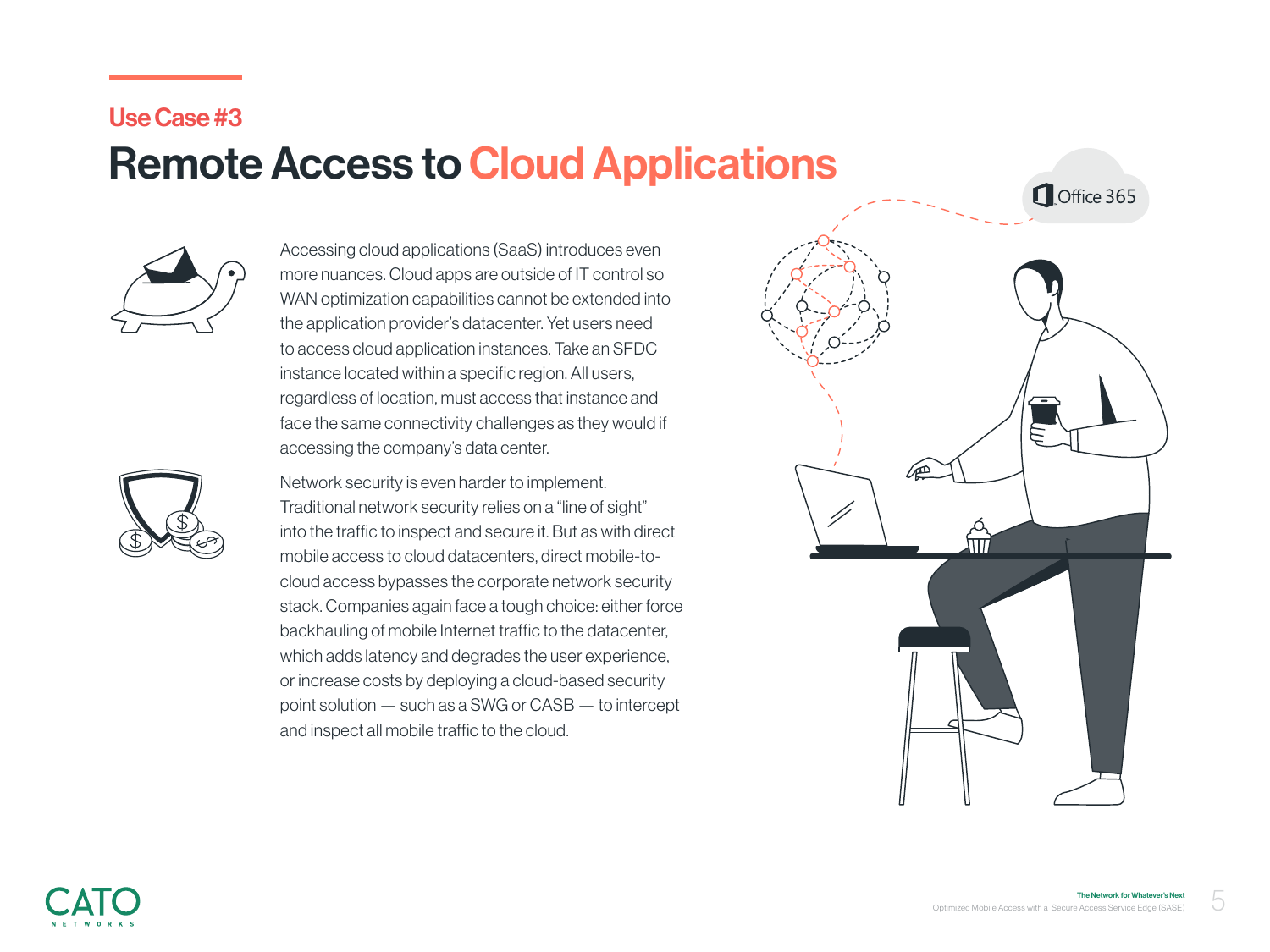## Use Case #3

# Remote Access to Cloud Applications

Accessing cloud applications (SaaS) introduces even more nuances. Cloud apps are outside of IT control so WAN optimization capabilities cannot be extended into the application provider's datacenter. Yet users need to access cloud application instances. Take an SFDC instance located within a specific region. All users, regardless of location, must access that instance and face the same connectivity challenges as they would if accessing the company's data center.

Network security is even harder to implement. Traditional network security relies on a "line of sight" into the traffic to inspect and secure it. But as with direct mobile access to cloud datacenters, direct mobile-to-cloud access bypasses the corporate network security stack. Companies again face a tough choice: either force backhauling of mobile Internet traffic to the datacenter, which adds latency and degrades the user experience, or increase costs by deploying a cloud-based security point solution — such as a SWG or CASB — to intercept and inspect all mobile traffic to the cloud.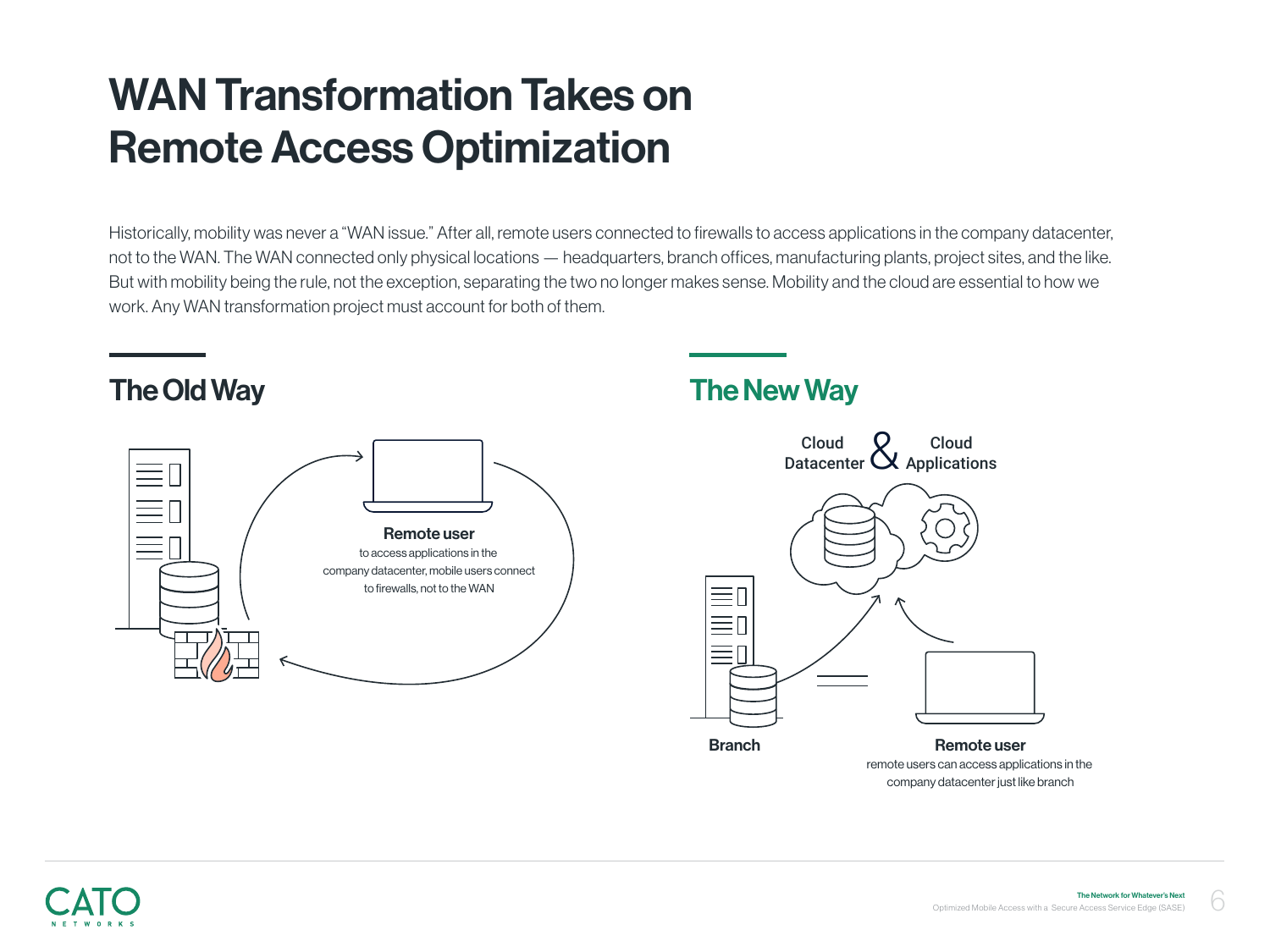# WAN Transformation Takes on Remote Access Optimization

Historically, mobility was never a "WAN issue." After all, remote users connected to firewalls to access applications in the company datacenter, not to the WAN. The WAN connected only physical locations — headquarters, branch offices, manufacturing plants, project sites, and the like. But with mobility being the rule, not the exception, separating the two no longer makes sense. Mobility and the cloud are essential to how we work. Any WAN transformation project must account for both of them.

## The Old Way

**Remote user**
to access applications in the company datacenter, mobile users connect to firewalls, not to the WAN

## The New Way

Cloud Datacenter & Cloud Applications

**Branch**

**Remote user**
remote users can access applications in the company datacenter just like branch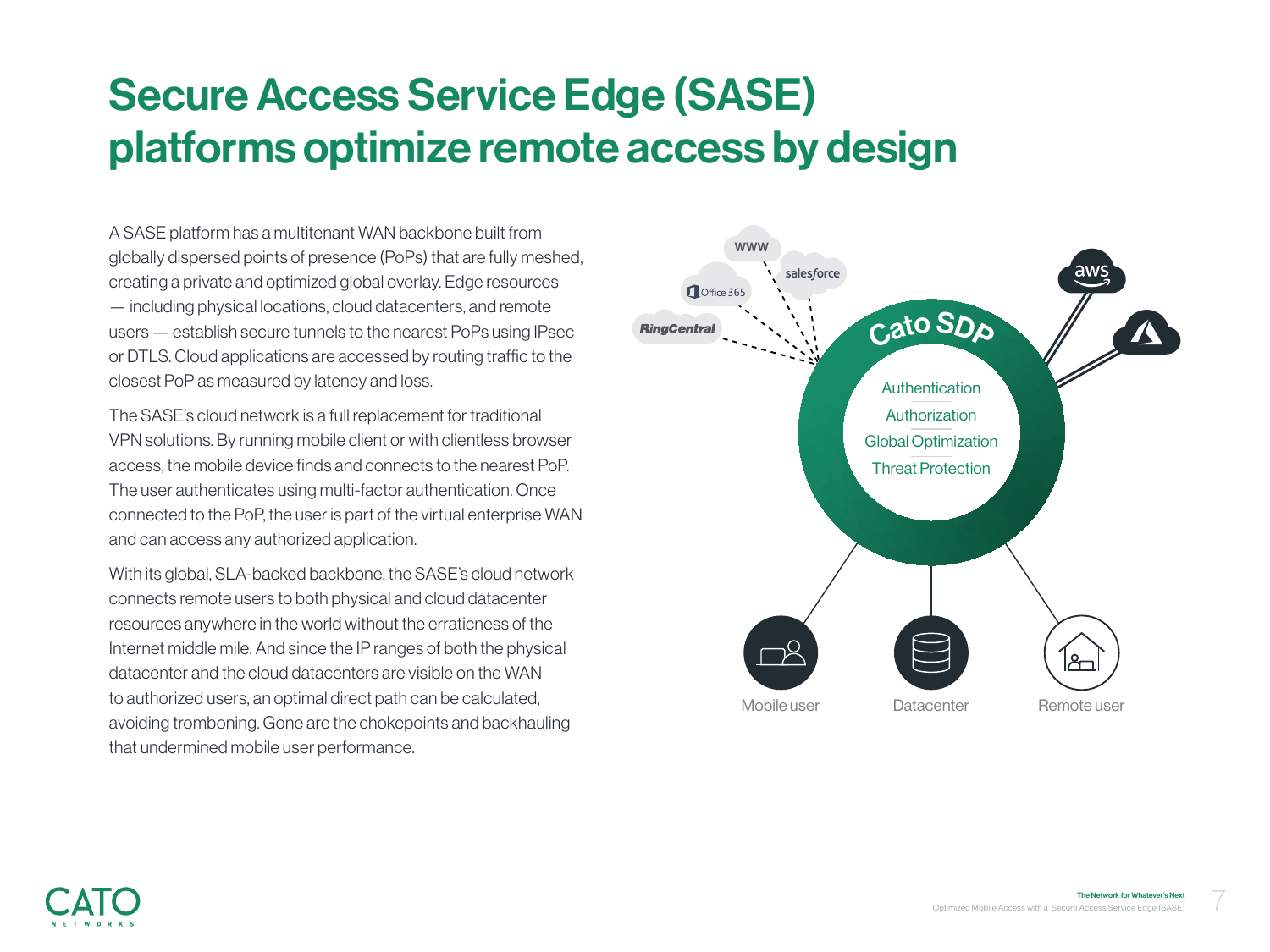# Secure Access Service Edge (SASE) platforms optimize remote access by design

A SASE platform has a multitenant WAN backbone built from globally dispersed points of presence (PoPs) that are fully meshed, creating a private and optimized global overlay. Edge resources — including physical locations, cloud datacenters, and remote users — establish secure tunnels to the nearest PoPs using IPsec or DTLS. Cloud applications are accessed by routing traffic to the closest PoP as measured by latency and loss.

The SASE's cloud network is a full replacement for traditional VPN solutions. By running mobile client or with clientless browser access, the mobile device finds and connects to the nearest PoP. The user authenticates using multi-factor authentication. Once connected to the PoP, the user is part of the virtual enterprise WAN and can access any authorized application.

With its global, SLA-backed backbone, the SASE's cloud network connects remote users to both physical and cloud datacenter resources anywhere in the world without the erraticness of the Internet middle mile. And since the IP ranges of both the physical datacenter and the cloud datacenters are visible on the WAN to authorized users, an optimal direct path can be calculated, avoiding tromboning. Gone are the chokepoints and backhauling that undermined mobile user performance.

Cato SDP

- Authentication
- Authorization
- Global Optimization
- Threat Protection

WWW, salesforce, Office 365, RingCentral, aws

Mobile user | Datacenter | Remote user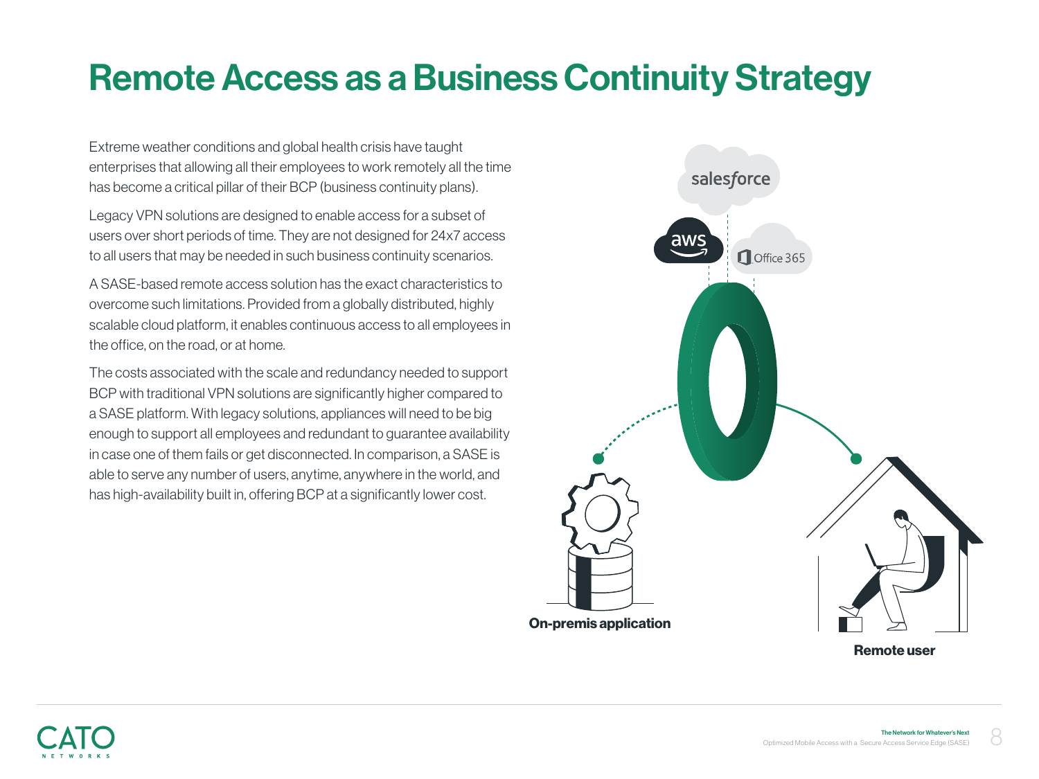# Remote Access as a Business Continuity Strategy

Extreme weather conditions and global health crisis have taught enterprises that allowing all their employees to work remotely all the time has become a critical pillar of their BCP (business continuity plans).

Legacy VPN solutions are designed to enable access for a subset of users over short periods of time. They are not designed for 24x7 access to all users that may be needed in such business continuity scenarios.

A SASE-based remote access solution has the exact characteristics to overcome such limitations. Provided from a globally distributed, highly scalable cloud platform, it enables continuous access to all employees in the office, on the road, or at home.

The costs associated with the scale and redundancy needed to support BCP with traditional VPN solutions are significantly higher compared to a SASE platform. With legacy solutions, appliances will need to be big enough to support all employees and redundant to guarantee availability in case one of them fails or get disconnected. In comparison, a SASE is able to serve any number of users, anytime, anywhere in the world, and has high-availability built in, offering BCP at a significantly lower cost.

salesforce

aws

Office 365

**On-premis application**

**Remote user**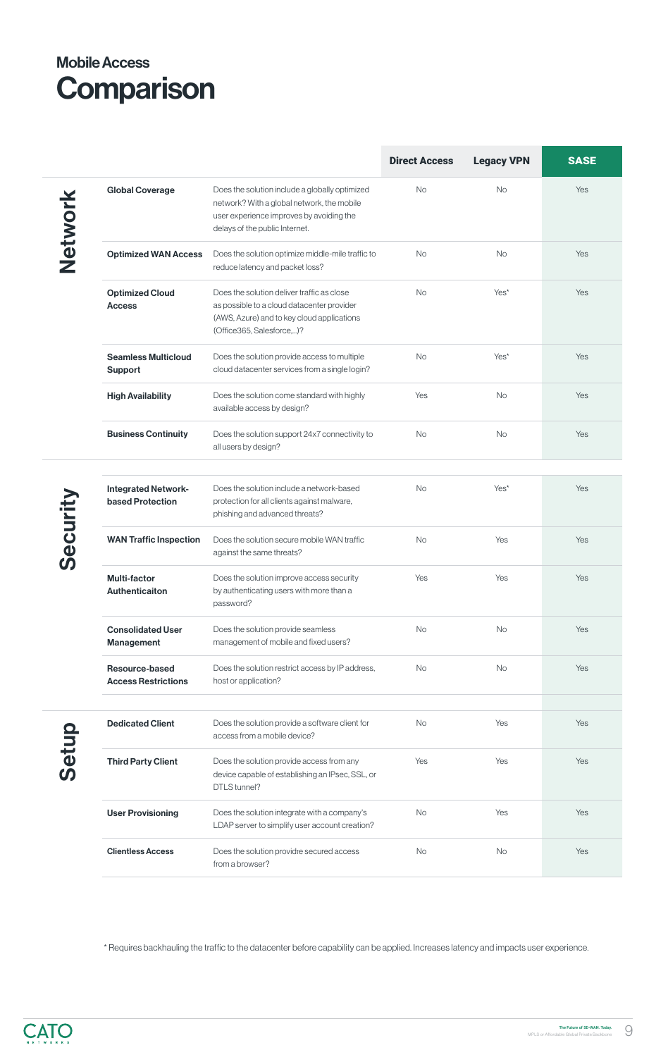## Mobile Access

# Comparison

| | | | Direct Access | Legacy VPN | SASE |
|---|---|---|---|---|---|
| **Network** | **Global Coverage** | Does the solution include a globally optimized network? With a global network, the mobile user experience improves by avoiding the delays of the public Internet. | No | No | Yes |
| | **Optimized WAN Access** | Does the solution optimize middle-mile traffic to reduce latency and packet loss? | No | No | Yes |
| | **Optimized Cloud Access** | Does the solution deliver traffic as close as possible to a cloud datacenter provider (AWS, Azure) and to key cloud applications (Office365, Salesforce,...)? | No | Yes* | Yes |
| | **Seamless Multicloud Support** | Does the solution provide access to multiple cloud datacenter services from a single login? | No | Yes* | Yes |
| | **High Availability** | Does the solution come standard with highly available access by design? | Yes | No | Yes |
| | **Business Continuity** | Does the solution support 24x7 connectivity to all users by design? | No | No | Yes |
| **Security** | **Integrated Network-based Protection** | Does the solution include a network-based protection for all clients against malware, phishing and advanced threats? | No | Yes* | Yes |
| | **WAN Traffic Inspection** | Does the solution secure mobile WAN traffic against the same threats? | No | Yes | Yes |
| | **Multi-factor Authenticaiton** | Does the solution improve access security by authenticating users with more than a password? | Yes | Yes | Yes |
| | **Consolidated User Management** | Does the solution provide seamless management of mobile and fixed users? | No | No | Yes |
| | **Resource-based Access Restrictions** | Does the solution restrict access by IP address, host or application? | No | No | Yes |
| **Setup** | **Dedicated Client** | Does the solution provide a software client for access from a mobile device? | No | Yes | Yes |
| | **Third Party Client** | Does the solution provide access from any device capable of establishing an IPsec, SSL, or DTLS tunnel? | Yes | Yes | Yes |
| | **User Provisioning** | Does the solution integrate with a company's LDAP server to simplify user account creation? | No | Yes | Yes |
| | **Clientless Access** | Does the solution provide secured access from a browser? | No | No | Yes |

* Requires backhauling the traffic to the datacenter before capability can be applied. Increases latency and impacts user experience.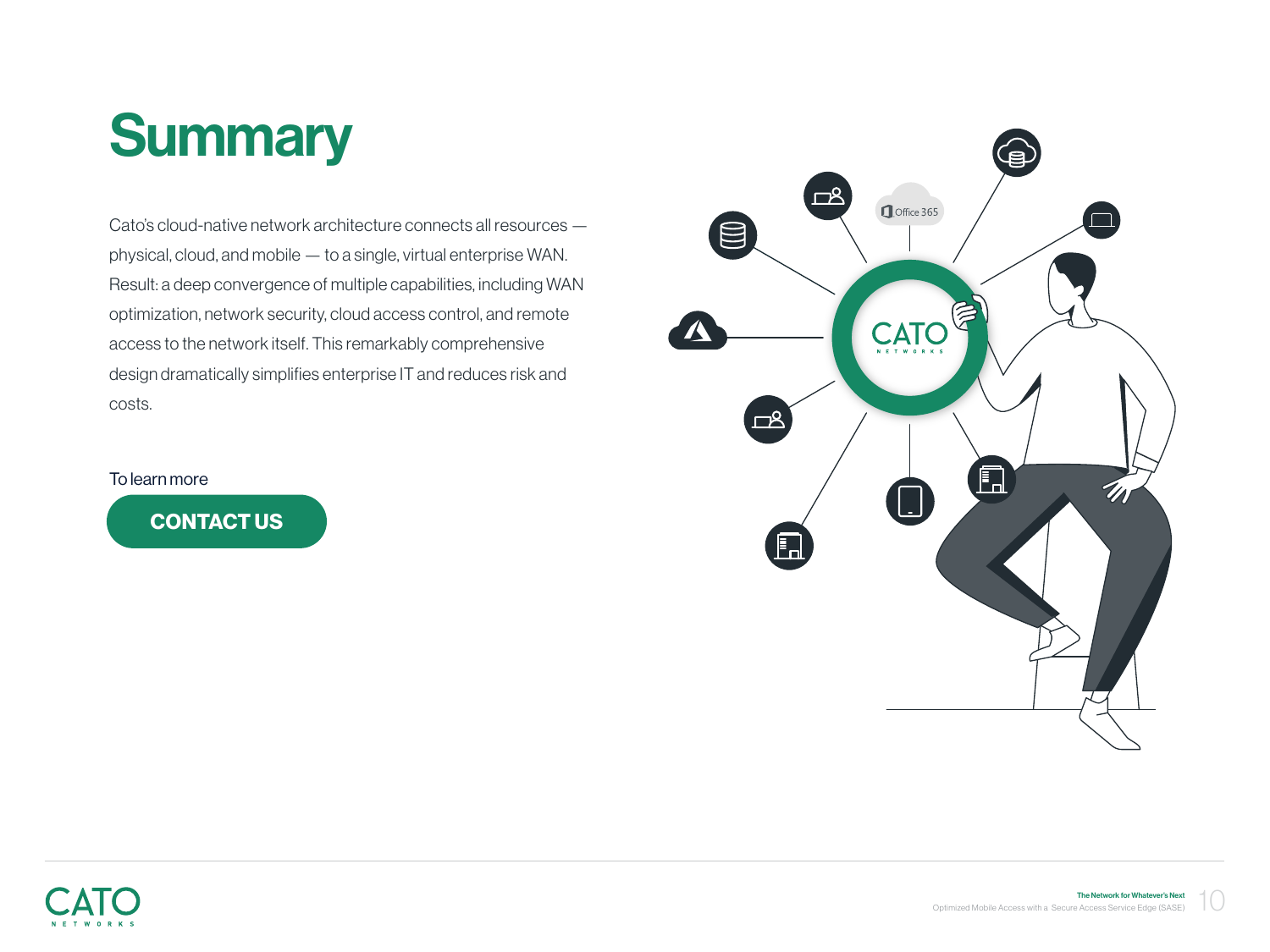# Summary

Cato's cloud-native network architecture connects all resources — physical, cloud, and mobile — to a single, virtual enterprise WAN. Result: a deep convergence of multiple capabilities, including WAN optimization, network security, cloud access control, and remote access to the network itself. This remarkably comprehensive design dramatically simplifies enterprise IT and reduces risk and costs.

To learn more

**CONTACT US**